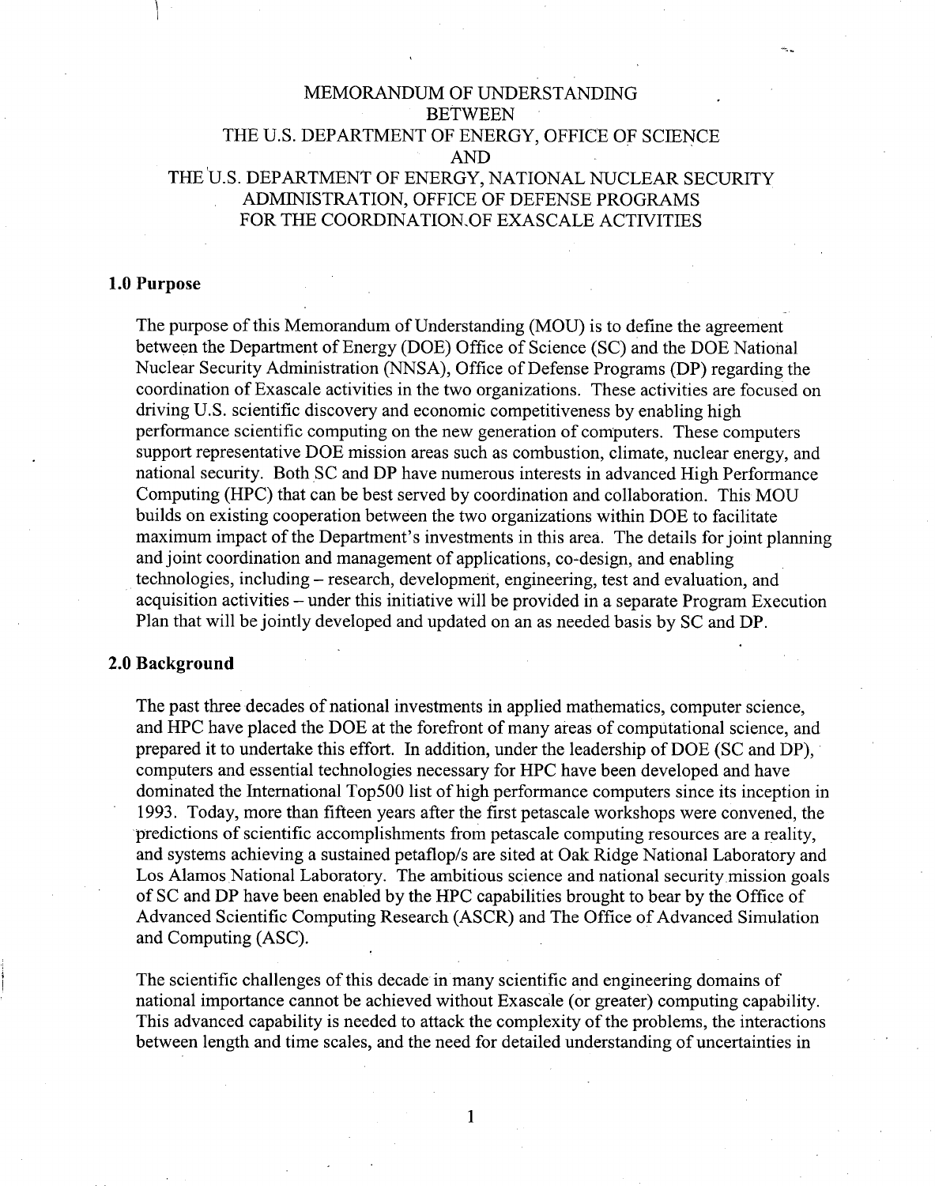# MEMORANDUM OF UNDERSTANDING
# BETWEEN
# THE U.S. DEPARTMENT OF ENERGY, OFFICE OF SCIENCE
# AND
# THE U.S. DEPARTMENT OF ENERGY, NATIONAL NUCLEAR SECURITY ADMINISTRATION, OFFICE OF DEFENSE PROGRAMS
# FOR THE COORDINATION OF EXASCALE ACTIVITIES

## 1.0 Purpose

The purpose of this Memorandum of Understanding (MOU) is to define the agreement between the Department of Energy (DOE) Office of Science (SC) and the DOE National Nuclear Security Administration (NNSA), Office of Defense Programs (DP) regarding the coordination of Exascale activities in the two organizations. These activities are focused on driving U.S. scientific discovery and economic competitiveness by enabling high performance scientific computing on the new generation of computers. These computers support representative DOE mission areas such as combustion, climate, nuclear energy, and national security. Both SC and DP have numerous interests in advanced High Performance Computing (HPC) that can be best served by coordination and collaboration. This MOU builds on existing cooperation between the two organizations within DOE to facilitate maximum impact of the Department's investments in this area. The details for joint planning and joint coordination and management of applications, co-design, and enabling technologies, including – research, development, engineering, test and evaluation, and acquisition activities – under this initiative will be provided in a separate Program Execution Plan that will be jointly developed and updated on an as needed basis by SC and DP.

## 2.0 Background

The past three decades of national investments in applied mathematics, computer science, and HPC have placed the DOE at the forefront of many areas of computational science, and prepared it to undertake this effort. In addition, under the leadership of DOE (SC and DP), computers and essential technologies necessary for HPC have been developed and have dominated the International Top500 list of high performance computers since its inception in 1993. Today, more than fifteen years after the first petascale workshops were convened, the predictions of scientific accomplishments from petascale computing resources are a reality, and systems achieving a sustained petaflop/s are sited at Oak Ridge National Laboratory and Los Alamos National Laboratory. The ambitious science and national security mission goals of SC and DP have been enabled by the HPC capabilities brought to bear by the Office of Advanced Scientific Computing Research (ASCR) and The Office of Advanced Simulation and Computing (ASC).

The scientific challenges of this decade in many scientific and engineering domains of national importance cannot be achieved without Exascale (or greater) computing capability. This advanced capability is needed to attack the complexity of the problems, the interactions between length and time scales, and the need for detailed understanding of uncertainties in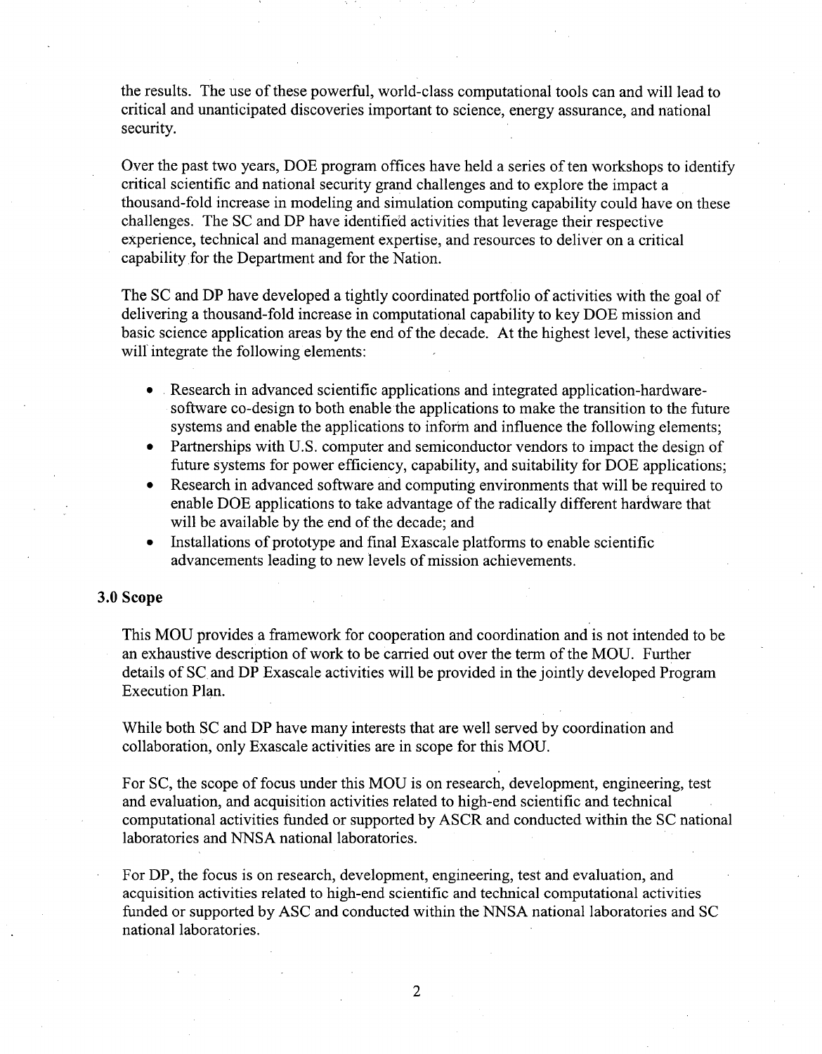the results. The use of these powerful, world-class computational tools can and will lead to critical and unanticipated discoveries important to science, energy assurance, and national security.

Over the past two years, DOE program offices have held a series of ten workshops to identify critical scientific and national security grand challenges and to explore the impact a thousand-fold increase in modeling and simulation computing capability could have on these challenges. The SC and DP have identified activities that leverage their respective experience, technical and management expertise, and resources to deliver on a critical capability for the Department and for the Nation.

The SC and DP have developed a tightly coordinated portfolio of activities with the goal of delivering a thousand-fold increase in computational capability to key DOE mission and basic science application areas by the end of the decade. At the highest level, these activities will integrate the following elements:

- Research in advanced scientific applications and integrated application-hardware-software co-design to both enable the applications to make the transition to the future systems and enable the applications to inform and influence the following elements;
- Partnerships with U.S. computer and semiconductor vendors to impact the design of future systems for power efficiency, capability, and suitability for DOE applications;
- Research in advanced software and computing environments that will be required to enable DOE applications to take advantage of the radically different hardware that will be available by the end of the decade; and
- Installations of prototype and final Exascale platforms to enable scientific advancements leading to new levels of mission achievements.

## 3.0 Scope

This MOU provides a framework for cooperation and coordination and is not intended to be an exhaustive description of work to be carried out over the term of the MOU. Further details of SC and DP Exascale activities will be provided in the jointly developed Program Execution Plan.

While both SC and DP have many interests that are well served by coordination and collaboration, only Exascale activities are in scope for this MOU.

For SC, the scope of focus under this MOU is on research, development, engineering, test and evaluation, and acquisition activities related to high-end scientific and technical computational activities funded or supported by ASCR and conducted within the SC national laboratories and NNSA national laboratories.

For DP, the focus is on research, development, engineering, test and evaluation, and acquisition activities related to high-end scientific and technical computational activities funded or supported by ASC and conducted within the NNSA national laboratories and SC national laboratories.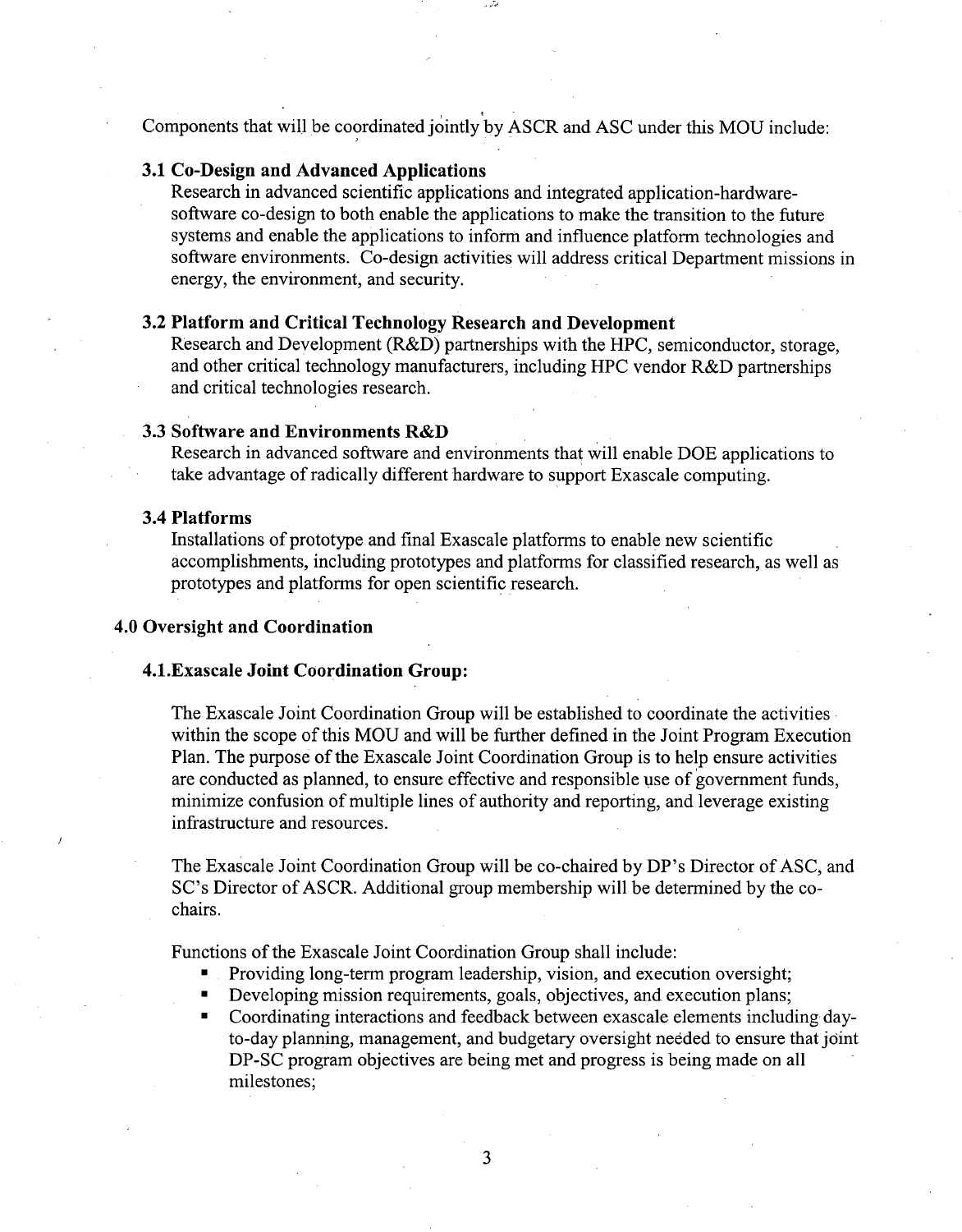Components that will be coordinated jointly by ASCR and ASC under this MOU include:

### 3.1 Co-Design and Advanced Applications

Research in advanced scientific applications and integrated application-hardware-software co-design to both enable the applications to make the transition to the future systems and enable the applications to inform and influence platform technologies and software environments. Co-design activities will address critical Department missions in energy, the environment, and security.

### 3.2 Platform and Critical Technology Research and Development

Research and Development (R&D) partnerships with the HPC, semiconductor, storage, and other critical technology manufacturers, including HPC vendor R&D partnerships and critical technologies research.

### 3.3 Software and Environments R&D

Research in advanced software and environments that will enable DOE applications to take advantage of radically different hardware to support Exascale computing.

### 3.4 Platforms

Installations of prototype and final Exascale platforms to enable new scientific accomplishments, including prototypes and platforms for classified research, as well as prototypes and platforms for open scientific research.

## 4.0 Oversight and Coordination

### 4.1. Exascale Joint Coordination Group:

The Exascale Joint Coordination Group will be established to coordinate the activities within the scope of this MOU and will be further defined in the Joint Program Execution Plan. The purpose of the Exascale Joint Coordination Group is to help ensure activities are conducted as planned, to ensure effective and responsible use of government funds, minimize confusion of multiple lines of authority and reporting, and leverage existing infrastructure and resources.

The Exascale Joint Coordination Group will be co-chaired by DP's Director of ASC, and SC's Director of ASCR. Additional group membership will be determined by the co-chairs.

Functions of the Exascale Joint Coordination Group shall include:

- Providing long-term program leadership, vision, and execution oversight;
- Developing mission requirements, goals, objectives, and execution plans;
- Coordinating interactions and feedback between exascale elements including day-to-day planning, management, and budgetary oversight needed to ensure that joint DP-SC program objectives are being met and progress is being made on all milestones;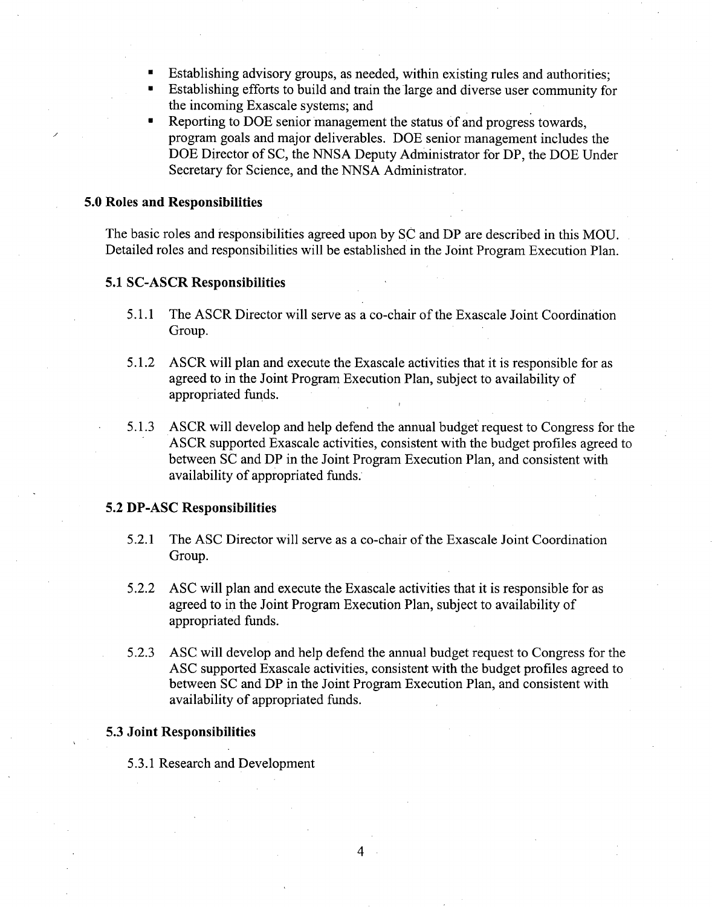- Establishing advisory groups, as needed, within existing rules and authorities;
- Establishing efforts to build and train the large and diverse user community for the incoming Exascale systems; and
- Reporting to DOE senior management the status of and progress towards, program goals and major deliverables. DOE senior management includes the DOE Director of SC, the NNSA Deputy Administrator for DP, the DOE Under Secretary for Science, and the NNSA Administrator.

## 5.0 Roles and Responsibilities

The basic roles and responsibilities agreed upon by SC and DP are described in this MOU. Detailed roles and responsibilities will be established in the Joint Program Execution Plan.

### 5.1 SC-ASCR Responsibilities

5.1.1 The ASCR Director will serve as a co-chair of the Exascale Joint Coordination Group.

5.1.2 ASCR will plan and execute the Exascale activities that it is responsible for as agreed to in the Joint Program Execution Plan, subject to availability of appropriated funds.

5.1.3 ASCR will develop and help defend the annual budget request to Congress for the ASCR supported Exascale activities, consistent with the budget profiles agreed to between SC and DP in the Joint Program Execution Plan, and consistent with availability of appropriated funds.

### 5.2 DP-ASC Responsibilities

5.2.1 The ASC Director will serve as a co-chair of the Exascale Joint Coordination Group.

5.2.2 ASC will plan and execute the Exascale activities that it is responsible for as agreed to in the Joint Program Execution Plan, subject to availability of appropriated funds.

5.2.3 ASC will develop and help defend the annual budget request to Congress for the ASC supported Exascale activities, consistent with the budget profiles agreed to between SC and DP in the Joint Program Execution Plan, and consistent with availability of appropriated funds.

### 5.3 Joint Responsibilities

5.3.1 Research and Development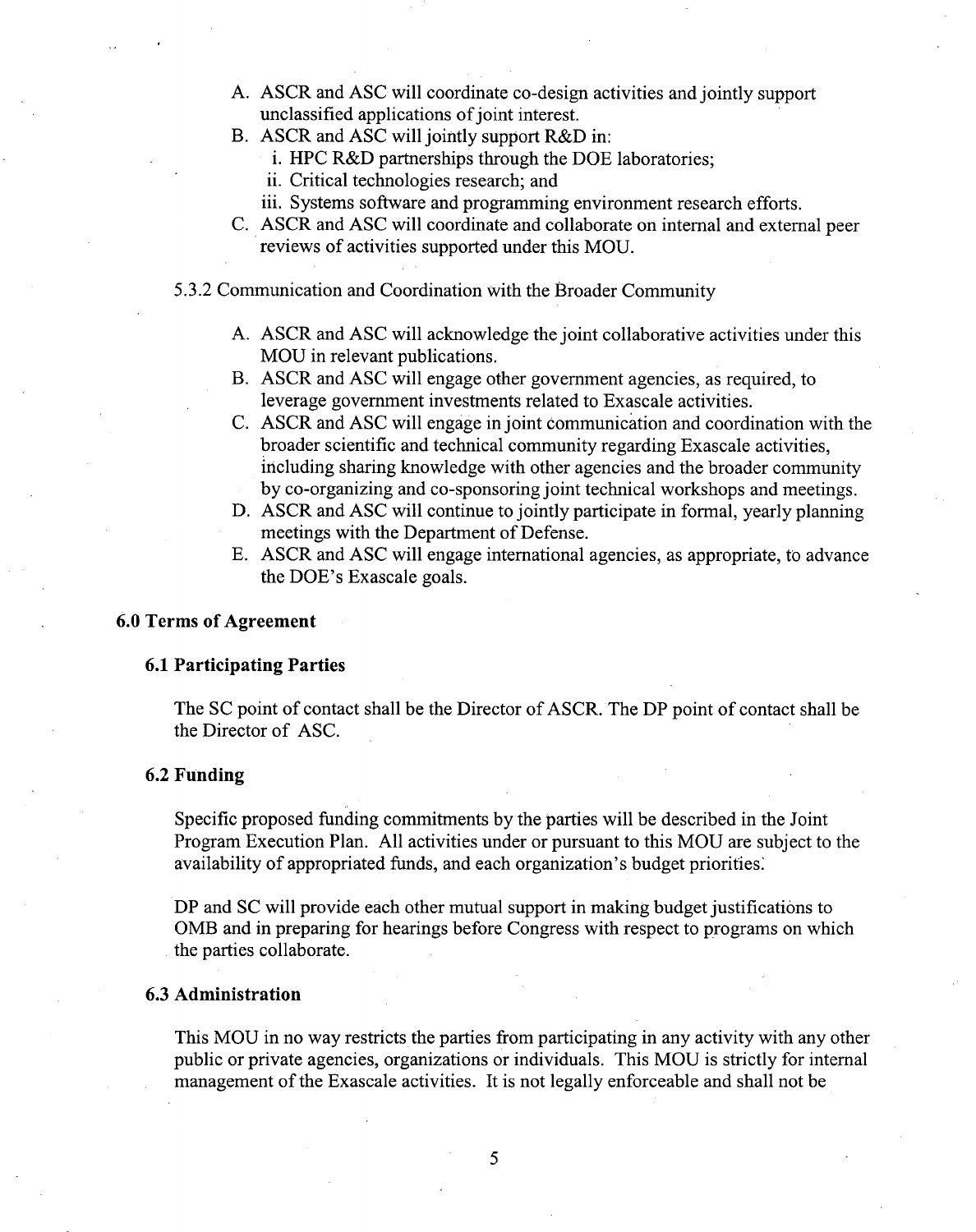A. ASCR and ASC will coordinate co-design activities and jointly support unclassified applications of joint interest.

B. ASCR and ASC will jointly support R&D in:
   i. HPC R&D partnerships through the DOE laboratories;
   ii. Critical technologies research; and
   iii. Systems software and programming environment research efforts.

C. ASCR and ASC will coordinate and collaborate on internal and external peer reviews of activities supported under this MOU.

5.3.2 Communication and Coordination with the Broader Community

A. ASCR and ASC will acknowledge the joint collaborative activities under this MOU in relevant publications.

B. ASCR and ASC will engage other government agencies, as required, to leverage government investments related to Exascale activities.

C. ASCR and ASC will engage in joint communication and coordination with the broader scientific and technical community regarding Exascale activities, including sharing knowledge with other agencies and the broader community by co-organizing and co-sponsoring joint technical workshops and meetings.

D. ASCR and ASC will continue to jointly participate in formal, yearly planning meetings with the Department of Defense.

E. ASCR and ASC will engage international agencies, as appropriate, to advance the DOE's Exascale goals.

## 6.0 Terms of Agreement

### 6.1 Participating Parties

The SC point of contact shall be the Director of ASCR. The DP point of contact shall be the Director of ASC.

### 6.2 Funding

Specific proposed funding commitments by the parties will be described in the Joint Program Execution Plan. All activities under or pursuant to this MOU are subject to the availability of appropriated funds, and each organization's budget priorities.

DP and SC will provide each other mutual support in making budget justifications to OMB and in preparing for hearings before Congress with respect to programs on which the parties collaborate.

### 6.3 Administration

This MOU in no way restricts the parties from participating in any activity with any other public or private agencies, organizations or individuals. This MOU is strictly for internal management of the Exascale activities. It is not legally enforceable and shall not be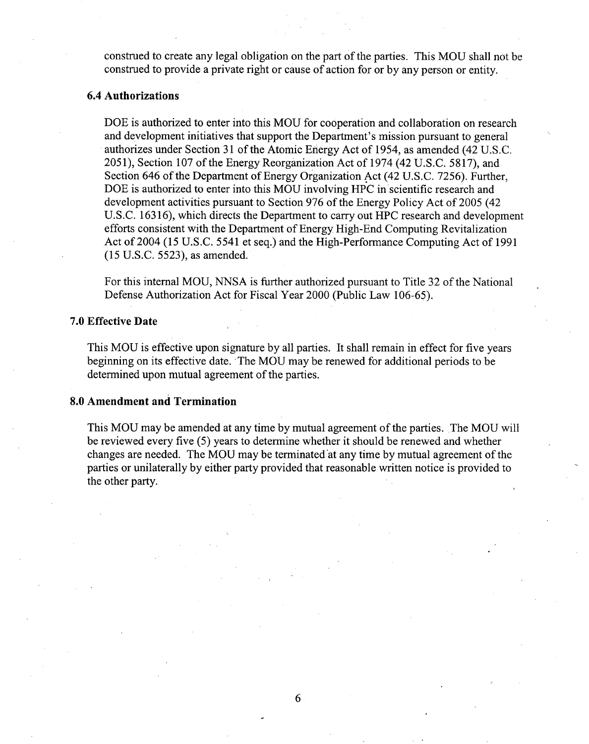construed to create any legal obligation on the part of the parties. This MOU shall not be construed to provide a private right or cause of action for or by any person or entity.

### 6.4 Authorizations

DOE is authorized to enter into this MOU for cooperation and collaboration on research and development initiatives that support the Department's mission pursuant to general authorizes under Section 31 of the Atomic Energy Act of 1954, as amended (42 U.S.C. 2051), Section 107 of the Energy Reorganization Act of 1974 (42 U.S.C. 5817), and Section 646 of the Department of Energy Organization Act (42 U.S.C. 7256). Further, DOE is authorized to enter into this MOU involving HPC in scientific research and development activities pursuant to Section 976 of the Energy Policy Act of 2005 (42 U.S.C. 16316), which directs the Department to carry out HPC research and development efforts consistent with the Department of Energy High-End Computing Revitalization Act of 2004 (15 U.S.C. 5541 et seq.) and the High-Performance Computing Act of 1991 (15 U.S.C. 5523), as amended.

For this internal MOU, NNSA is further authorized pursuant to Title 32 of the National Defense Authorization Act for Fiscal Year 2000 (Public Law 106-65).

## 7.0 Effective Date

This MOU is effective upon signature by all parties. It shall remain in effect for five years beginning on its effective date. The MOU may be renewed for additional periods to be determined upon mutual agreement of the parties.

## 8.0 Amendment and Termination

This MOU may be amended at any time by mutual agreement of the parties. The MOU will be reviewed every five (5) years to determine whether it should be renewed and whether changes are needed. The MOU may be terminated at any time by mutual agreement of the parties or unilaterally by either party provided that reasonable written notice is provided to the other party.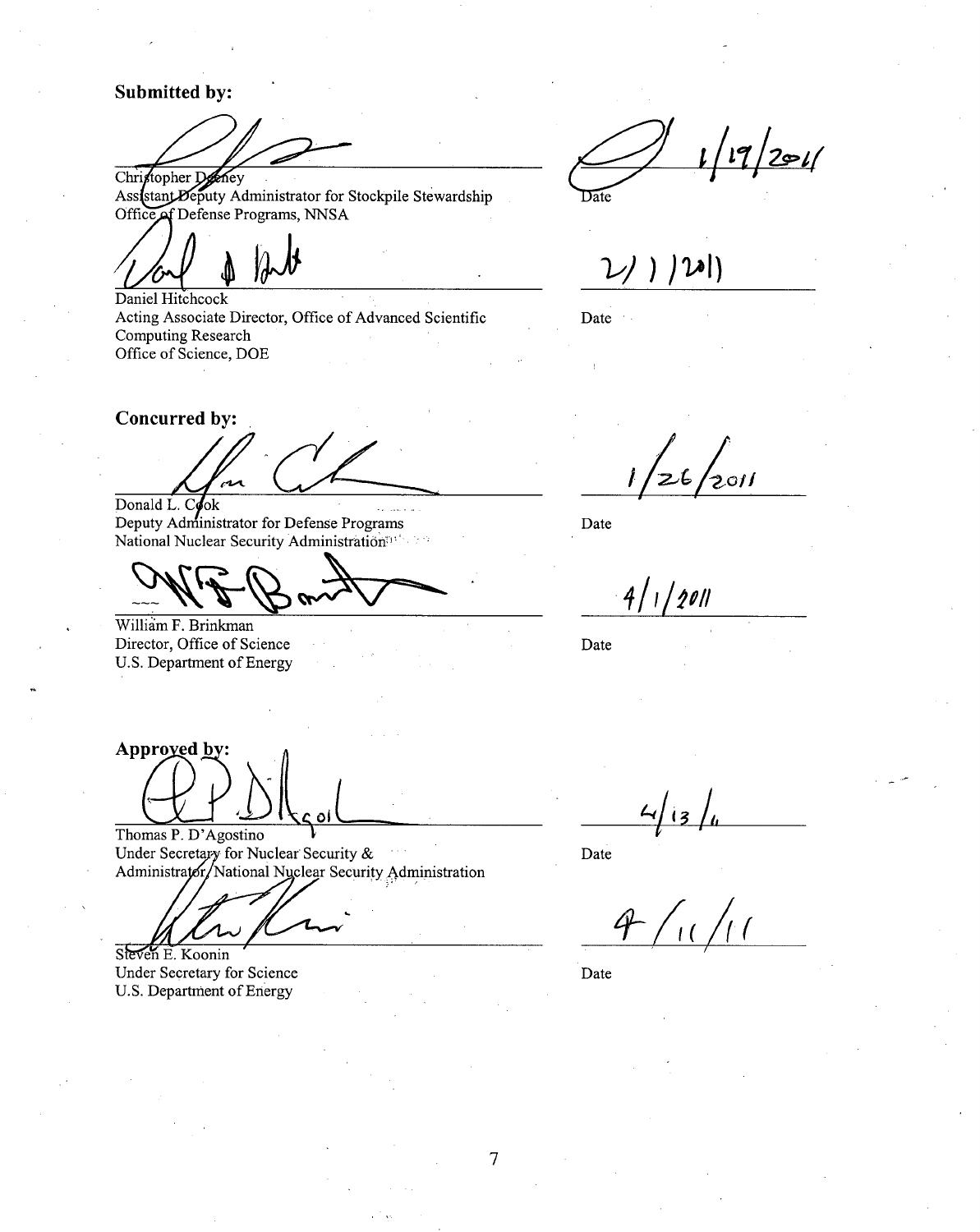**Submitted by:**

Christopher Deeney
Assistant Deputy Administrator for Stockpile Stewardship
Office of Defense Programs, NNSA

1/19/2011
Date

Daniel Hitchcock
Acting Associate Director, Office of Advanced Scientific Computing Research
Office of Science, DOE

2/1/2011
Date

**Concurred by:**

Donald L. Cook
Deputy Administrator for Defense Programs
National Nuclear Security Administration

1/26/2011
Date

William F. Brinkman
Director, Office of Science
U.S. Department of Energy

4/1/2011
Date

**Approved by:**

Thomas P. D'Agostino
Under Secretary for Nuclear Security &
Administrator/National Nuclear Security Administration

4/13/11
Date

Steven E. Koonin
Under Secretary for Science
U.S. Department of Energy

4/11/11
Date